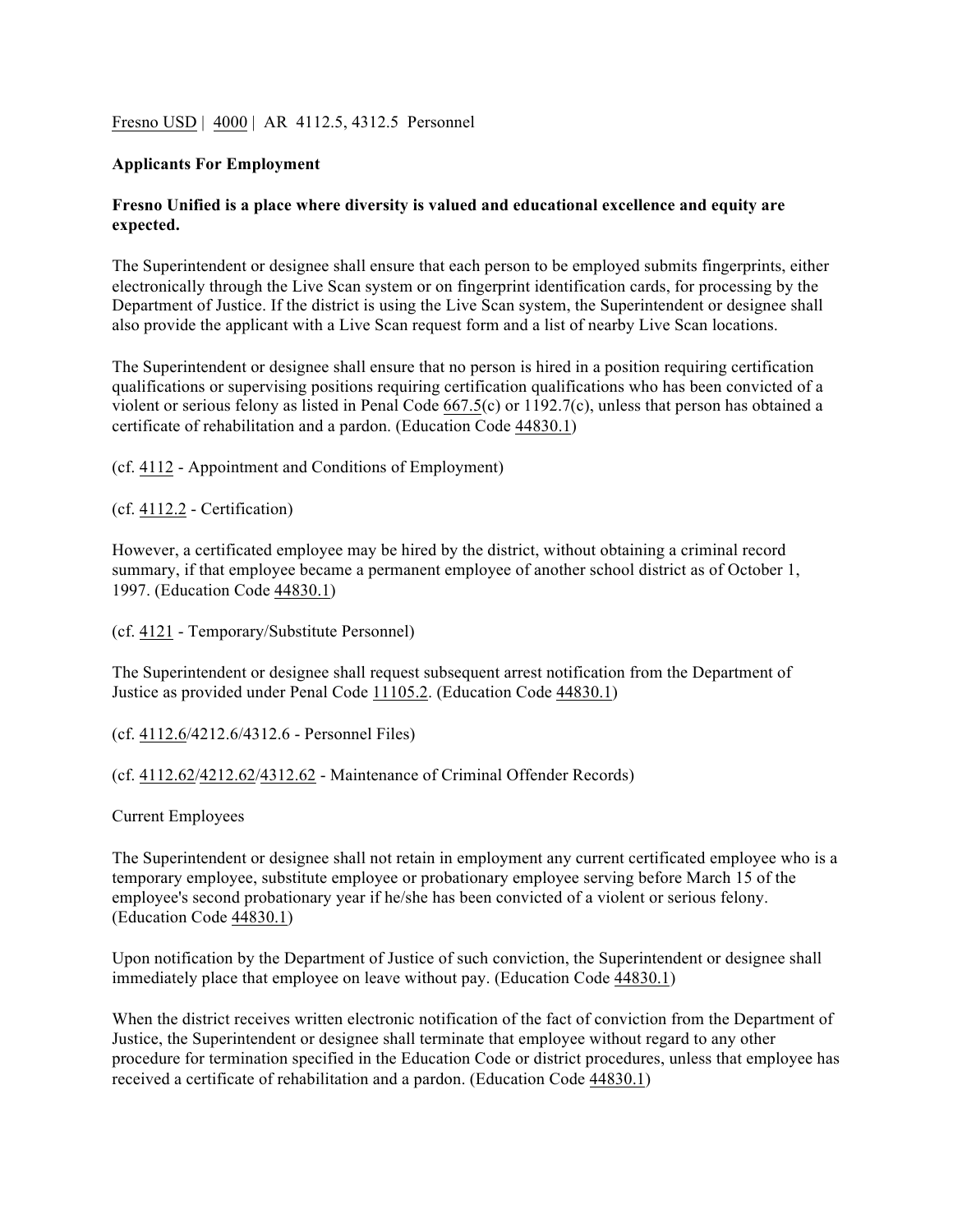Fresno USD | 4000 | AR 4112.5, 4312.5 Personnel

**Applicants For Employment**

**Fresno Unified is a place where diversity is valued and educational excellence and equity are expected.**

The Superintendent or designee shall ensure that each person to be employed submits fingerprints, either electronically through the Live Scan system or on fingerprint identification cards, for processing by the Department of Justice. If the district is using the Live Scan system, the Superintendent or designee shall also provide the applicant with a Live Scan request form and a list of nearby Live Scan locations.

The Superintendent or designee shall ensure that no person is hired in a position requiring certification qualifications or supervising positions requiring certification qualifications who has been convicted of a violent or serious felony as listed in Penal Code 667.5(c) or 1192.7(c), unless that person has obtained a certificate of rehabilitation and a pardon. (Education Code 44830.1)

(cf. 4112 - Appointment and Conditions of Employment)

(cf. 4112.2 - Certification)

However, a certificated employee may be hired by the district, without obtaining a criminal record summary, if that employee became a permanent employee of another school district as of October 1, 1997. (Education Code 44830.1)

(cf. 4121 - Temporary/Substitute Personnel)

The Superintendent or designee shall request subsequent arrest notification from the Department of Justice as provided under Penal Code 11105.2. (Education Code 44830.1)

(cf. 4112.6/4212.6/4312.6 - Personnel Files)

(cf. 4112.62/4212.62/4312.62 - Maintenance of Criminal Offender Records)

Current Employees

The Superintendent or designee shall not retain in employment any current certificated employee who is a temporary employee, substitute employee or probationary employee serving before March 15 of the employee's second probationary year if he/she has been convicted of a violent or serious felony. (Education Code 44830.1)

Upon notification by the Department of Justice of such conviction, the Superintendent or designee shall immediately place that employee on leave without pay. (Education Code 44830.1)

When the district receives written electronic notification of the fact of conviction from the Department of Justice, the Superintendent or designee shall terminate that employee without regard to any other procedure for termination specified in the Education Code or district procedures, unless that employee has received a certificate of rehabilitation and a pardon. (Education Code 44830.1)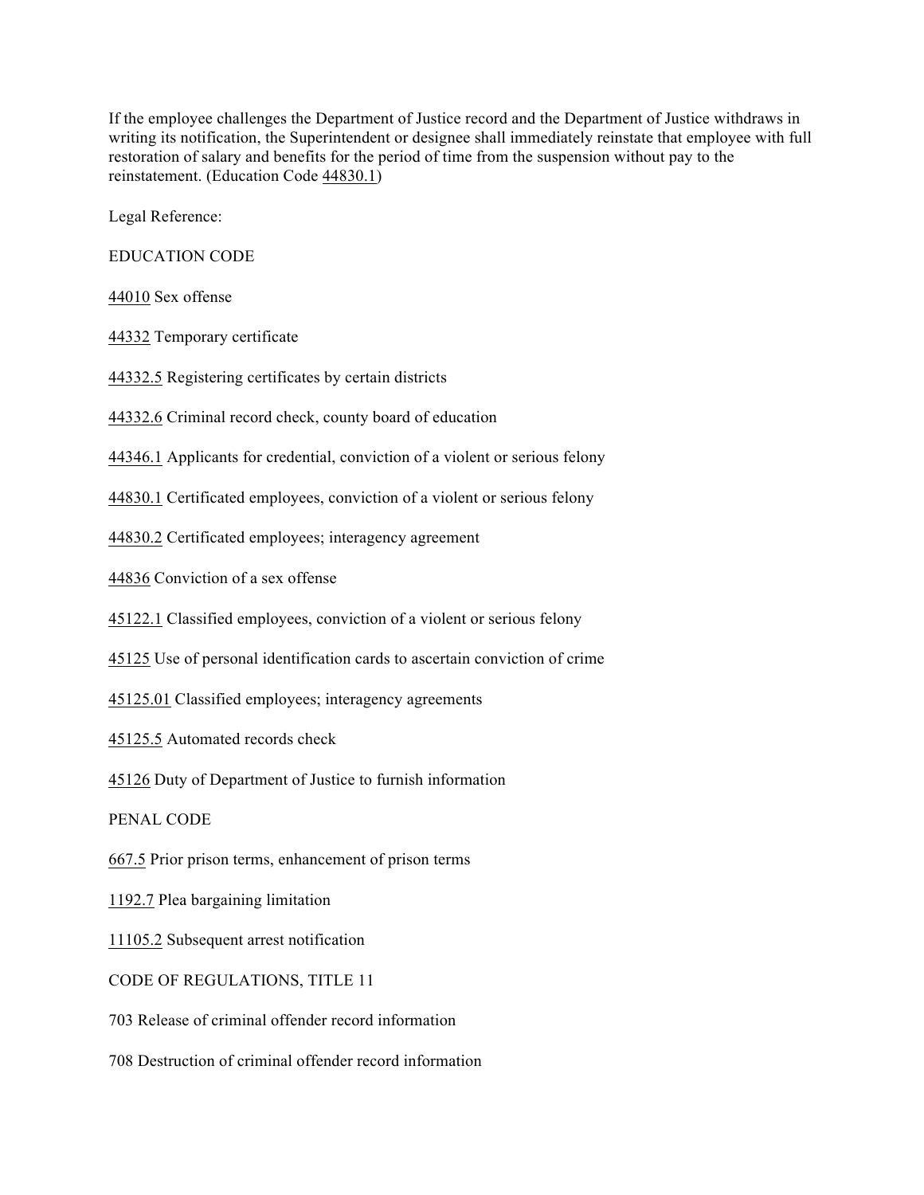If the employee challenges the Department of Justice record and the Department of Justice withdraws in writing its notification, the Superintendent or designee shall immediately reinstate that employee with full restoration of salary and benefits for the period of time from the suspension without pay to the reinstatement. (Education Code 44830.1)

Legal Reference:

EDUCATION CODE

44010 Sex offense

44332 Temporary certificate

44332.5 Registering certificates by certain districts

44332.6 Criminal record check, county board of education

44346.1 Applicants for credential, conviction of a violent or serious felony

44830.1 Certificated employees, conviction of a violent or serious felony

44830.2 Certificated employees; interagency agreement

44836 Conviction of a sex offense

45122.1 Classified employees, conviction of a violent or serious felony

45125 Use of personal identification cards to ascertain conviction of crime

45125.01 Classified employees; interagency agreements

45125.5 Automated records check

45126 Duty of Department of Justice to furnish information

PENAL CODE

667.5 Prior prison terms, enhancement of prison terms

1192.7 Plea bargaining limitation

11105.2 Subsequent arrest notification

CODE OF REGULATIONS, TITLE 11

703 Release of criminal offender record information

708 Destruction of criminal offender record information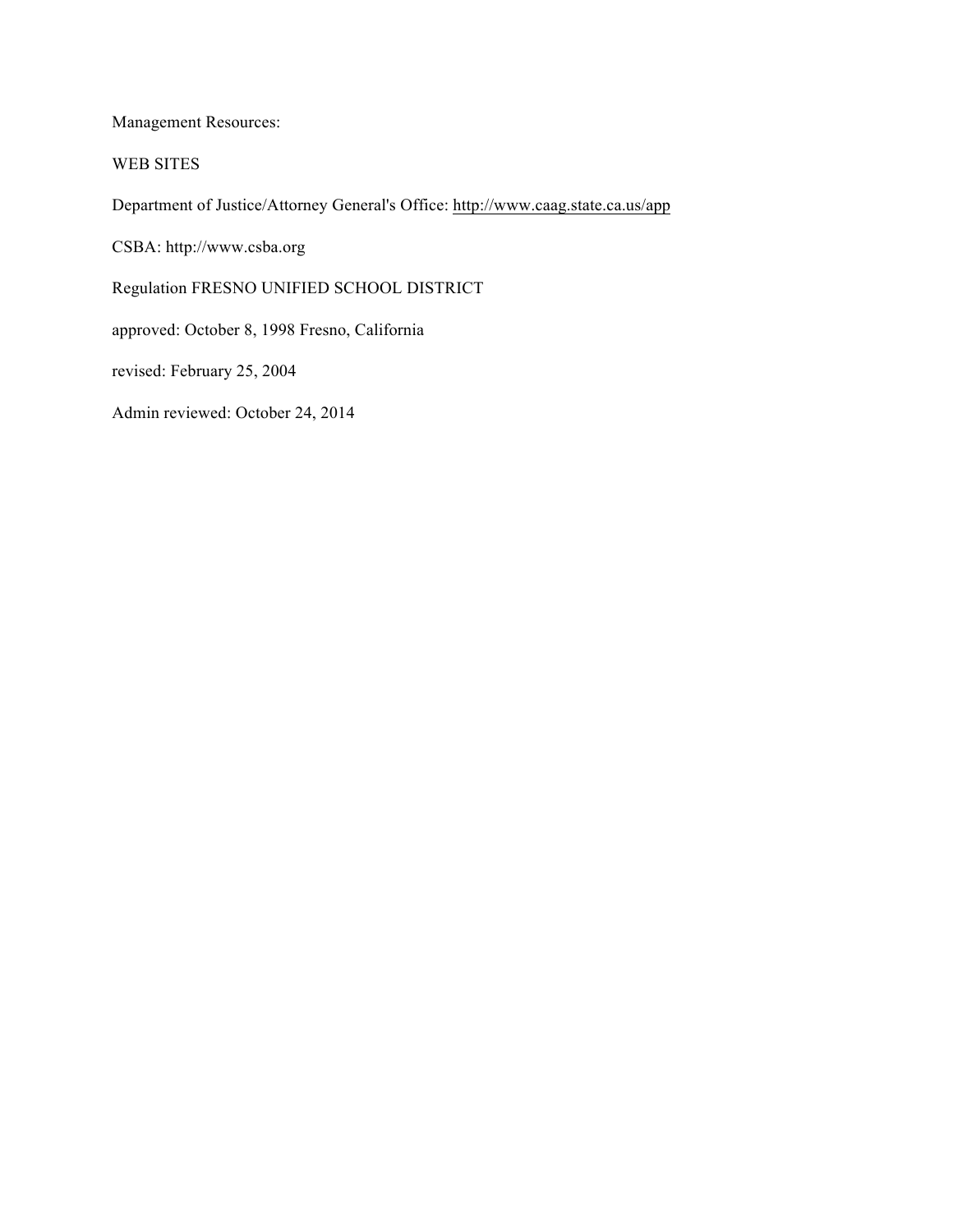Management Resources:

WEB SITES

Department of Justice/Attorney General's Office: http://www.caag.state.ca.us/app

CSBA: http://www.csba.org

Regulation FRESNO UNIFIED SCHOOL DISTRICT

approved: October 8, 1998 Fresno, California

revised: February 25, 2004

Admin reviewed: October 24, 2014